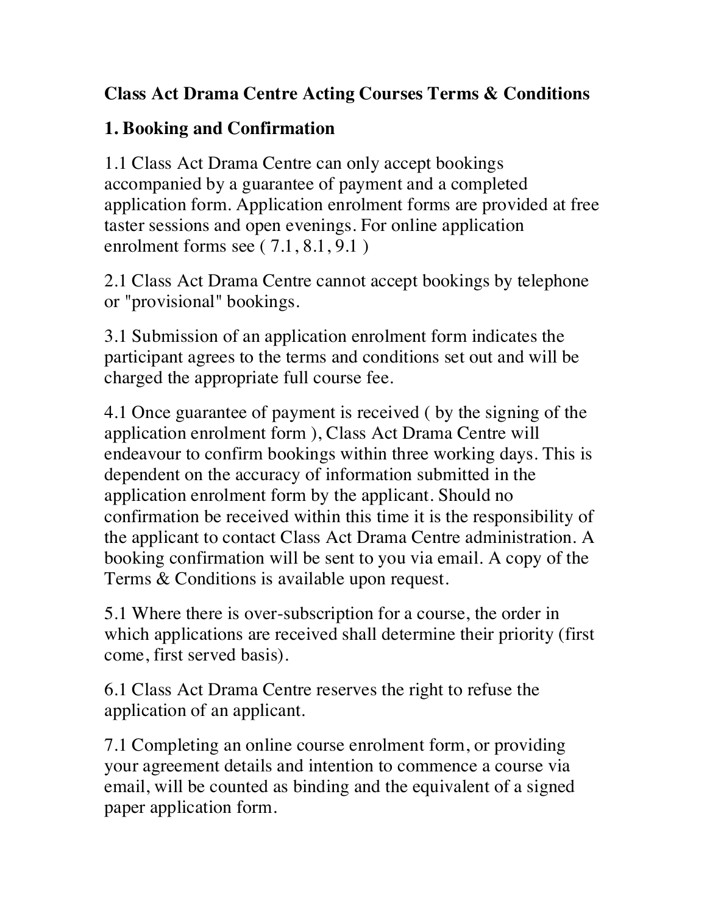# Class Act Drama Centre Acting Courses Terms & Conditions

## 1. Booking and Confirmation

1.1 Class Act Drama Centre can only accept bookings accompanied by a guarantee of payment and a completed application form. Application enrolment forms are provided at free taster sessions and open evenings. For online application enrolment forms see ( 7.1 , 8.1 , 9.1 )

2.1 Class Act Drama Centre cannot accept bookings by telephone or "provisional" bookings.

3.1 Submission of an application enrolment form indicates the participant agrees to the terms and conditions set out and will be charged the appropriate full course fee.

4.1 Once guarantee of payment is received ( by the signing of the application enrolment form ), Class Act Drama Centre will endeavour to confirm bookings within three working days. This is dependent on the accuracy of information submitted in the application enrolment form by the applicant. Should no confirmation be received within this time it is the responsibility of the applicant to contact Class Act Drama Centre administration. A booking confirmation will be sent to you via email. A copy of the Terms & Conditions is available upon request.

5.1 Where there is over-subscription for a course, the order in which applications are received shall determine their priority (first come, first served basis).

6.1 Class Act Drama Centre reserves the right to refuse the application of an applicant.

7.1 Completing an online course enrolment form, or providing your agreement details and intention to commence a course via email, will be counted as binding and the equivalent of a signed paper application form.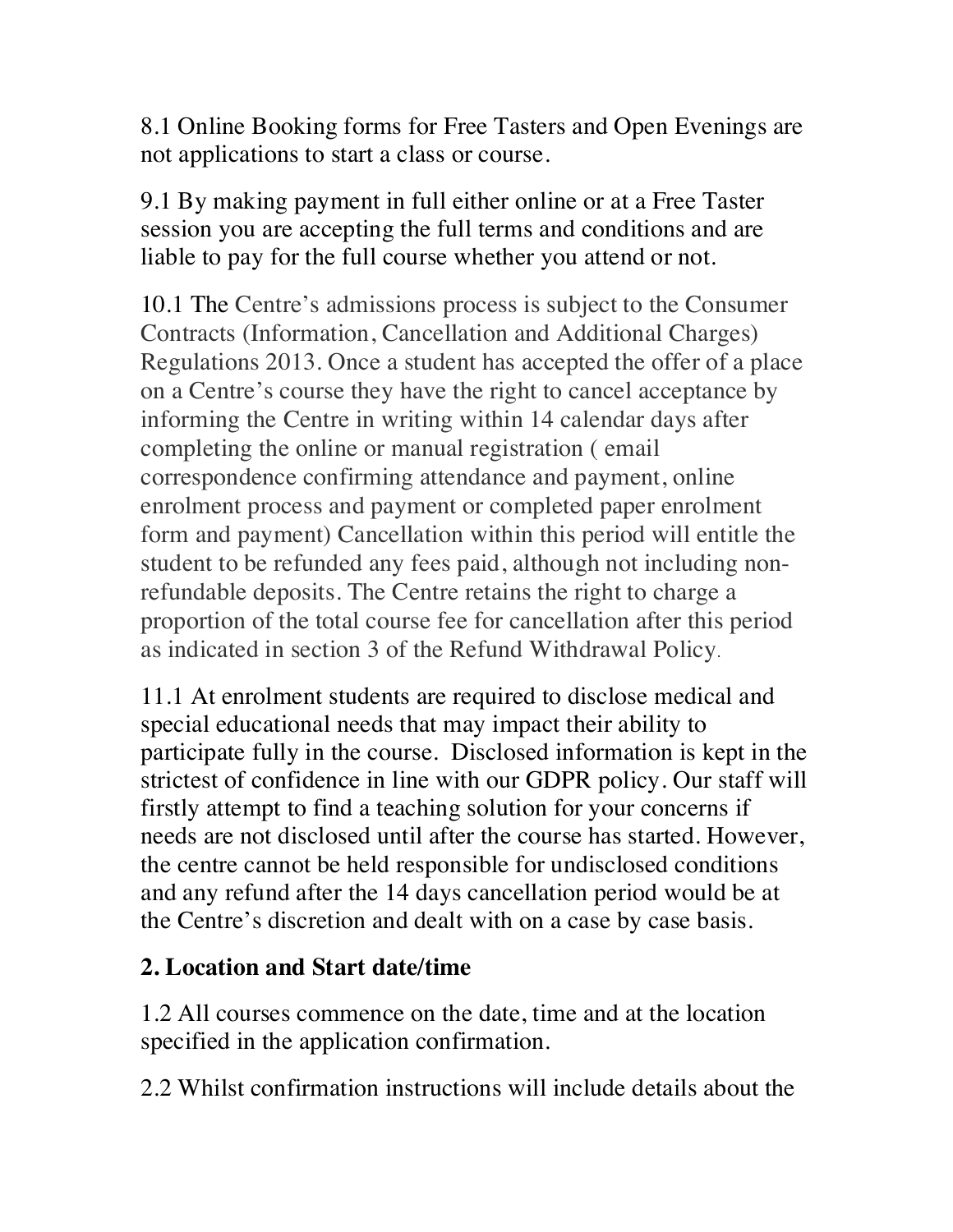8.1 Online Booking forms for Free Tasters and Open Evenings are not applications to start a class or course.

9.1 By making payment in full either online or at a Free Taster session you are accepting the full terms and conditions and are liable to pay for the full course whether you attend or not.

10.1 The Centre's admissions process is subject to the Consumer Contracts (Information, Cancellation and Additional Charges) Regulations 2013. Once a student has accepted the offer of a place on a Centre's course they have the right to cancel acceptance by informing the Centre in writing within 14 calendar days after completing the online or manual registration ( email correspondence confirming attendance and payment, online enrolment process and payment or completed paper enrolment form and payment) Cancellation within this period will entitle the student to be refunded any fees paid, although not including non-refundable deposits. The Centre retains the right to charge a proportion of the total course fee for cancellation after this period as indicated in section 3 of the Refund Withdrawal Policy.

11.1 At enrolment students are required to disclose medical and special educational needs that may impact their ability to participate fully in the course. Disclosed information is kept in the strictest of confidence in line with our GDPR policy. Our staff will firstly attempt to find a teaching solution for your concerns if needs are not disclosed until after the course has started. However, the centre cannot be held responsible for undisclosed conditions and any refund after the 14 days cancellation period would be at the Centre's discretion and dealt with on a case by case basis.

## 2. Location and Start date/time

1.2 All courses commence on the date, time and at the location specified in the application confirmation.

2.2 Whilst confirmation instructions will include details about the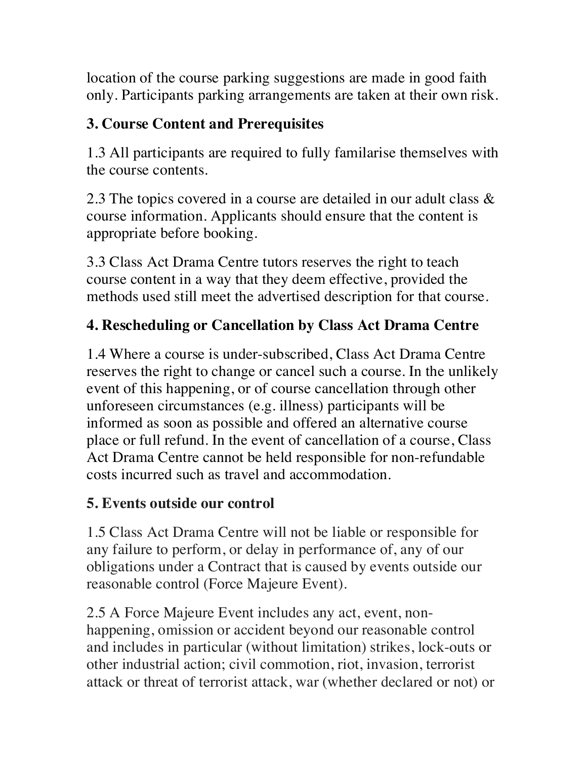location of the course parking suggestions are made in good faith only. Participants parking arrangements are taken at their own risk.

## 3. Course Content and Prerequisites

1.3 All participants are required to fully familarise themselves with the course contents.

2.3 The topics covered in a course are detailed in our adult class & course information. Applicants should ensure that the content is appropriate before booking.

3.3 Class Act Drama Centre tutors reserves the right to teach course content in a way that they deem effective, provided the methods used still meet the advertised description for that course.

## 4. Rescheduling or Cancellation by Class Act Drama Centre

1.4 Where a course is under-subscribed, Class Act Drama Centre reserves the right to change or cancel such a course. In the unlikely event of this happening, or of course cancellation through other unforeseen circumstances (e.g. illness) participants will be informed as soon as possible and offered an alternative course place or full refund. In the event of cancellation of a course, Class Act Drama Centre cannot be held responsible for non-refundable costs incurred such as travel and accommodation.

## 5. Events outside our control

1.5 Class Act Drama Centre will not be liable or responsible for any failure to perform, or delay in performance of, any of our obligations under a Contract that is caused by events outside our reasonable control (Force Majeure Event).

2.5 A Force Majeure Event includes any act, event, non-happening, omission or accident beyond our reasonable control and includes in particular (without limitation) strikes, lock-outs or other industrial action; civil commotion, riot, invasion, terrorist attack or threat of terrorist attack, war (whether declared or not) or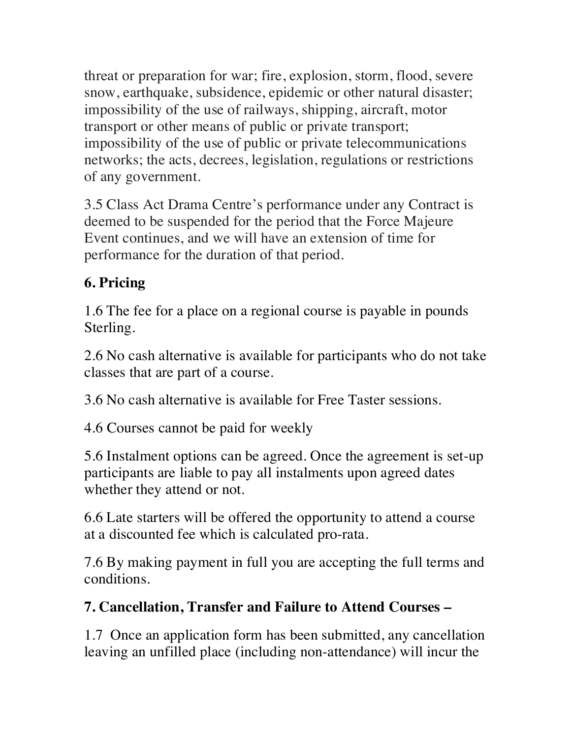threat or preparation for war; fire, explosion, storm, flood, severe snow, earthquake, subsidence, epidemic or other natural disaster; impossibility of the use of railways, shipping, aircraft, motor transport or other means of public or private transport; impossibility of the use of public or private telecommunications networks; the acts, decrees, legislation, regulations or restrictions of any government.

3.5 Class Act Drama Centre's performance under any Contract is deemed to be suspended for the period that the Force Majeure Event continues, and we will have an extension of time for performance for the duration of that period.

## 6. Pricing

1.6 The fee for a place on a regional course is payable in pounds Sterling.

2.6 No cash alternative is available for participants who do not take classes that are part of a course.

3.6 No cash alternative is available for Free Taster sessions.

4.6 Courses cannot be paid for weekly

5.6 Instalment options can be agreed. Once the agreement is set-up participants are liable to pay all instalments upon agreed dates whether they attend or not.

6.6 Late starters will be offered the opportunity to attend a course at a discounted fee which is calculated pro-rata.

7.6 By making payment in full you are accepting the full terms and conditions.

## 7. Cancellation, Transfer and Failure to Attend Courses –

1.7 Once an application form has been submitted, any cancellation leaving an unfilled place (including non-attendance) will incur the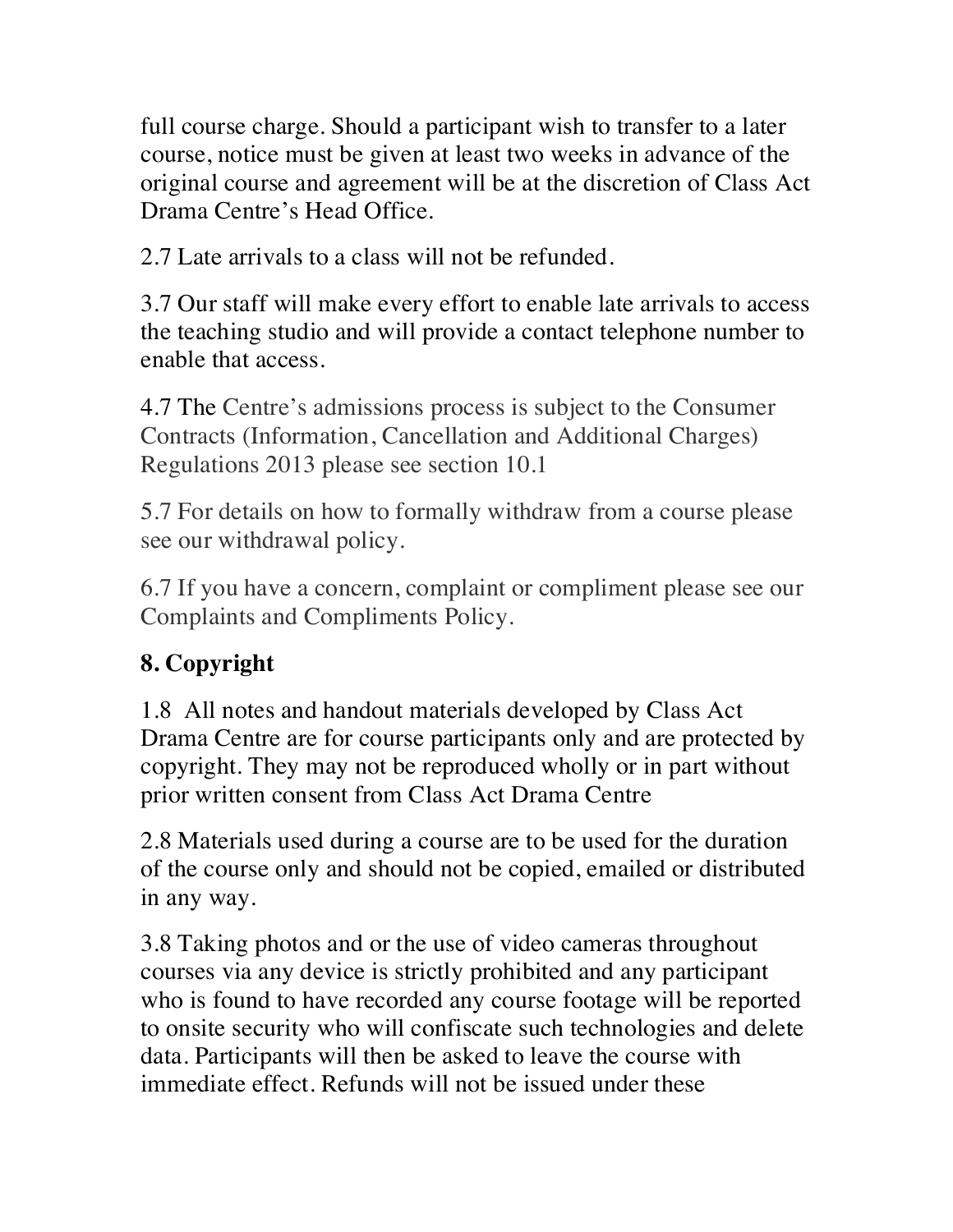full course charge. Should a participant wish to transfer to a later course, notice must be given at least two weeks in advance of the original course and agreement will be at the discretion of Class Act Drama Centre's Head Office.

2.7 Late arrivals to a class will not be refunded.

3.7 Our staff will make every effort to enable late arrivals to access the teaching studio and will provide a contact telephone number to enable that access.

4.7 The Centre's admissions process is subject to the Consumer Contracts (Information, Cancellation and Additional Charges) Regulations 2013 please see section 10.1

5.7 For details on how to formally withdraw from a course please see our withdrawal policy.

6.7 If you have a concern, complaint or compliment please see our Complaints and Compliments Policy.

## 8. Copyright

1.8 All notes and handout materials developed by Class Act Drama Centre are for course participants only and are protected by copyright. They may not be reproduced wholly or in part without prior written consent from Class Act Drama Centre

2.8 Materials used during a course are to be used for the duration of the course only and should not be copied, emailed or distributed in any way.

3.8 Taking photos and or the use of video cameras throughout courses via any device is strictly prohibited and any participant who is found to have recorded any course footage will be reported to onsite security who will confiscate such technologies and delete data. Participants will then be asked to leave the course with immediate effect. Refunds will not be issued under these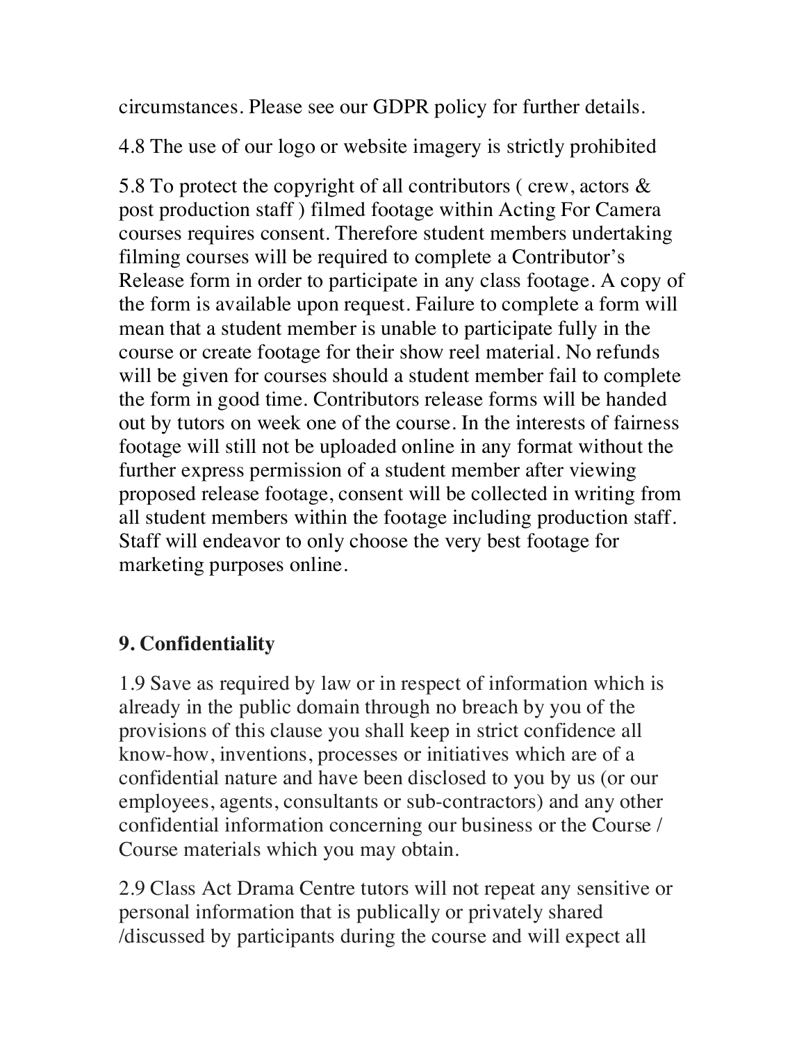circumstances. Please see our GDPR policy for further details.

4.8 The use of our logo or website imagery is strictly prohibited

5.8 To protect the copyright of all contributors ( crew, actors & post production staff ) filmed footage within Acting For Camera courses requires consent. Therefore student members undertaking filming courses will be required to complete a Contributor's Release form in order to participate in any class footage. A copy of the form is available upon request. Failure to complete a form will mean that a student member is unable to participate fully in the course or create footage for their show reel material. No refunds will be given for courses should a student member fail to complete the form in good time. Contributors release forms will be handed out by tutors on week one of the course. In the interests of fairness footage will still not be uploaded online in any format without the further express permission of a student member after viewing proposed release footage, consent will be collected in writing from all student members within the footage including production staff. Staff will endeavor to only choose the very best footage for marketing purposes online.

## 9. Confidentiality

1.9 Save as required by law or in respect of information which is already in the public domain through no breach by you of the provisions of this clause you shall keep in strict confidence all know-how, inventions, processes or initiatives which are of a confidential nature and have been disclosed to you by us (or our employees, agents, consultants or sub-contractors) and any other confidential information concerning our business or the Course / Course materials which you may obtain.

2.9 Class Act Drama Centre tutors will not repeat any sensitive or personal information that is publically or privately shared /discussed by participants during the course and will expect all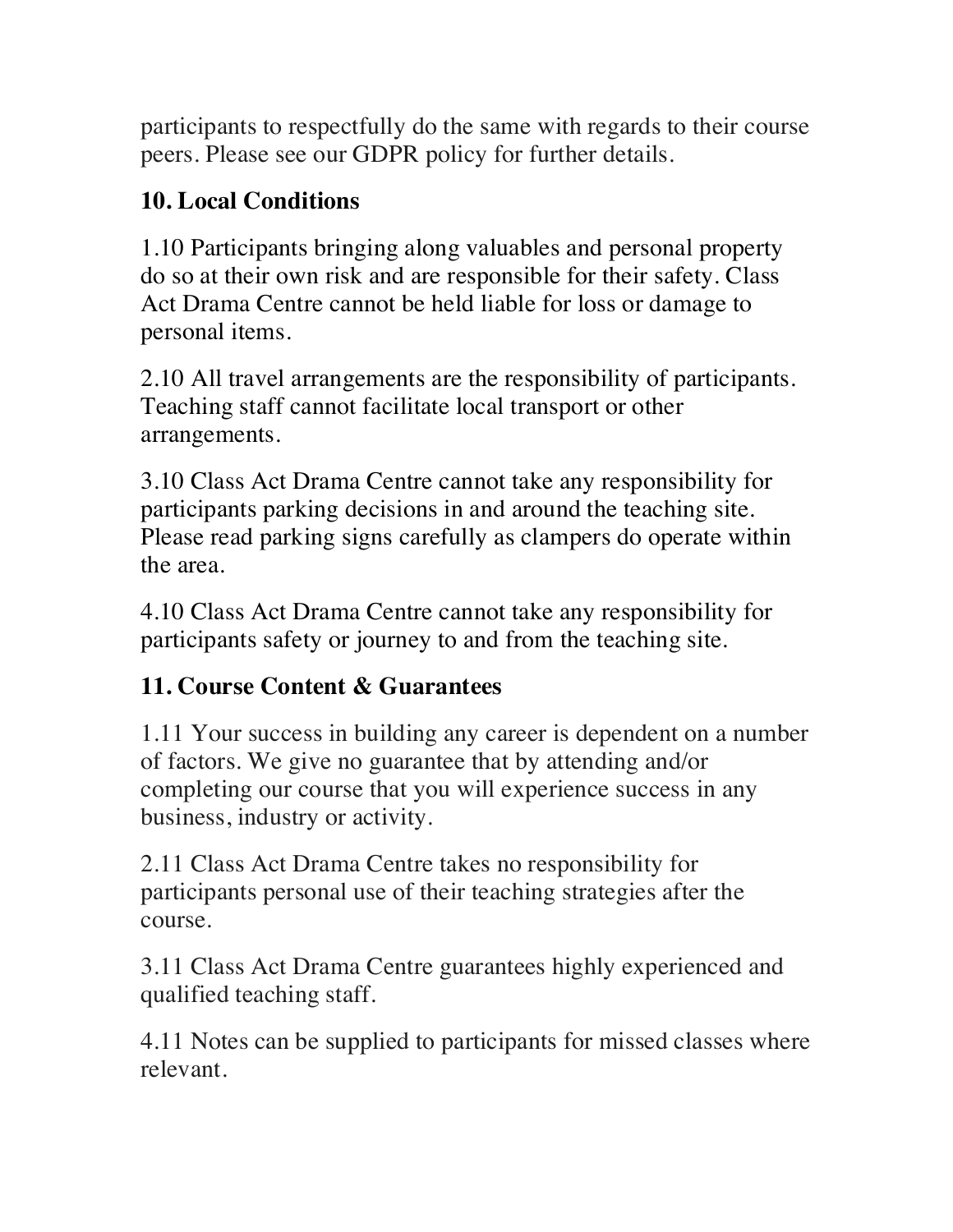participants to respectfully do the same with regards to their course peers. Please see our GDPR policy for further details.

## 10. Local Conditions

1.10 Participants bringing along valuables and personal property do so at their own risk and are responsible for their safety. Class Act Drama Centre cannot be held liable for loss or damage to personal items.

2.10 All travel arrangements are the responsibility of participants. Teaching staff cannot facilitate local transport or other arrangements.

3.10 Class Act Drama Centre cannot take any responsibility for participants parking decisions in and around the teaching site. Please read parking signs carefully as clampers do operate within the area.

4.10 Class Act Drama Centre cannot take any responsibility for participants safety or journey to and from the teaching site.

## 11. Course Content & Guarantees

1.11 Your success in building any career is dependent on a number of factors. We give no guarantee that by attending and/or completing our course that you will experience success in any business, industry or activity.

2.11 Class Act Drama Centre takes no responsibility for participants personal use of their teaching strategies after the course.

3.11 Class Act Drama Centre guarantees highly experienced and qualified teaching staff.

4.11 Notes can be supplied to participants for missed classes where relevant.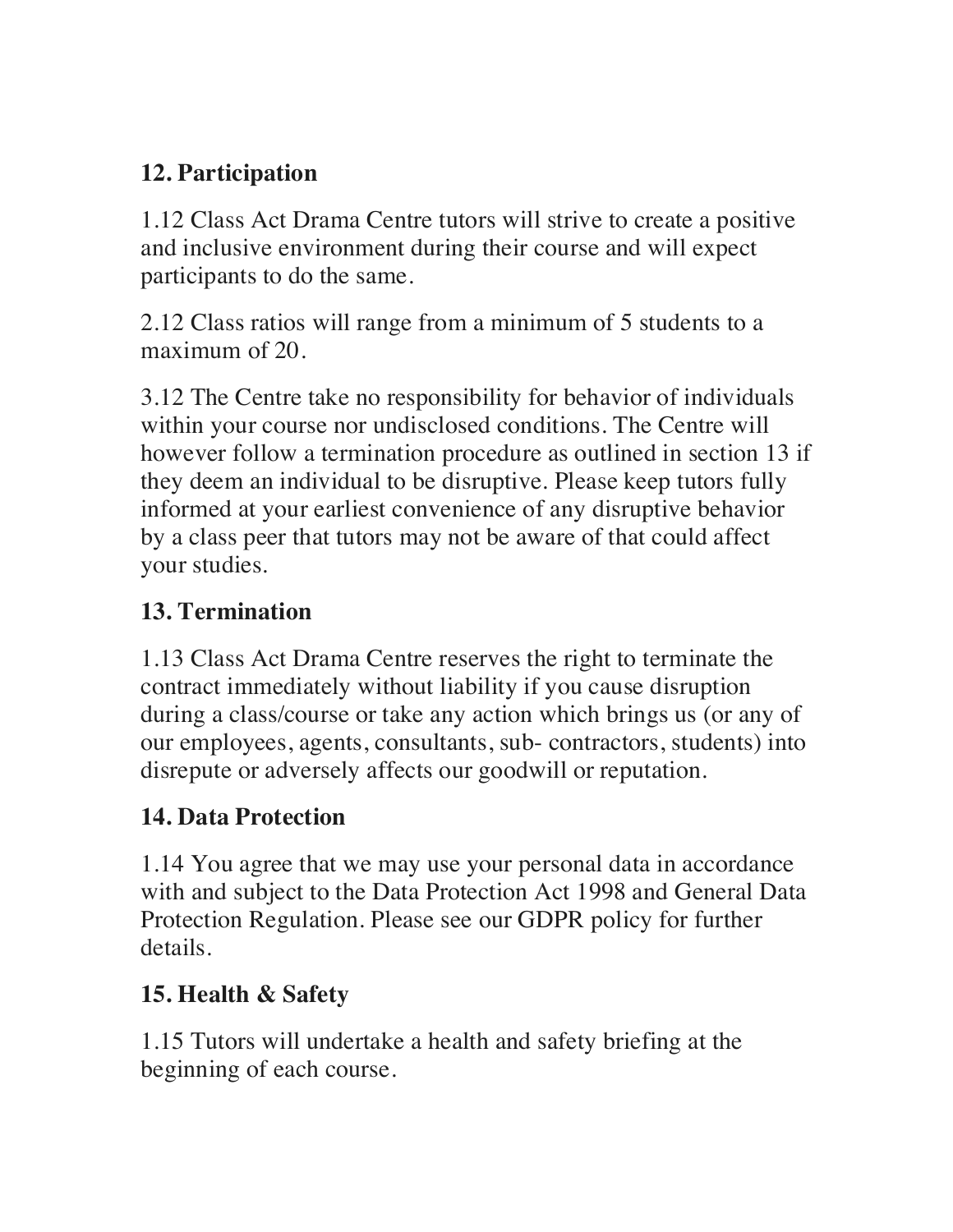## 12. Participation

1.12 Class Act Drama Centre tutors will strive to create a positive and inclusive environment during their course and will expect participants to do the same.

2.12 Class ratios will range from a minimum of 5 students to a maximum of 20.

3.12 The Centre take no responsibility for behavior of individuals within your course nor undisclosed conditions. The Centre will however follow a termination procedure as outlined in section 13 if they deem an individual to be disruptive. Please keep tutors fully informed at your earliest convenience of any disruptive behavior by a class peer that tutors may not be aware of that could affect your studies.

## 13. Termination

1.13 Class Act Drama Centre reserves the right to terminate the contract immediately without liability if you cause disruption during a class/course or take any action which brings us (or any of our employees, agents, consultants, sub- contractors, students) into disrepute or adversely affects our goodwill or reputation.

## 14. Data Protection

1.14 You agree that we may use your personal data in accordance with and subject to the Data Protection Act 1998 and General Data Protection Regulation. Please see our GDPR policy for further details.

## 15. Health & Safety

1.15 Tutors will undertake a health and safety briefing at the beginning of each course.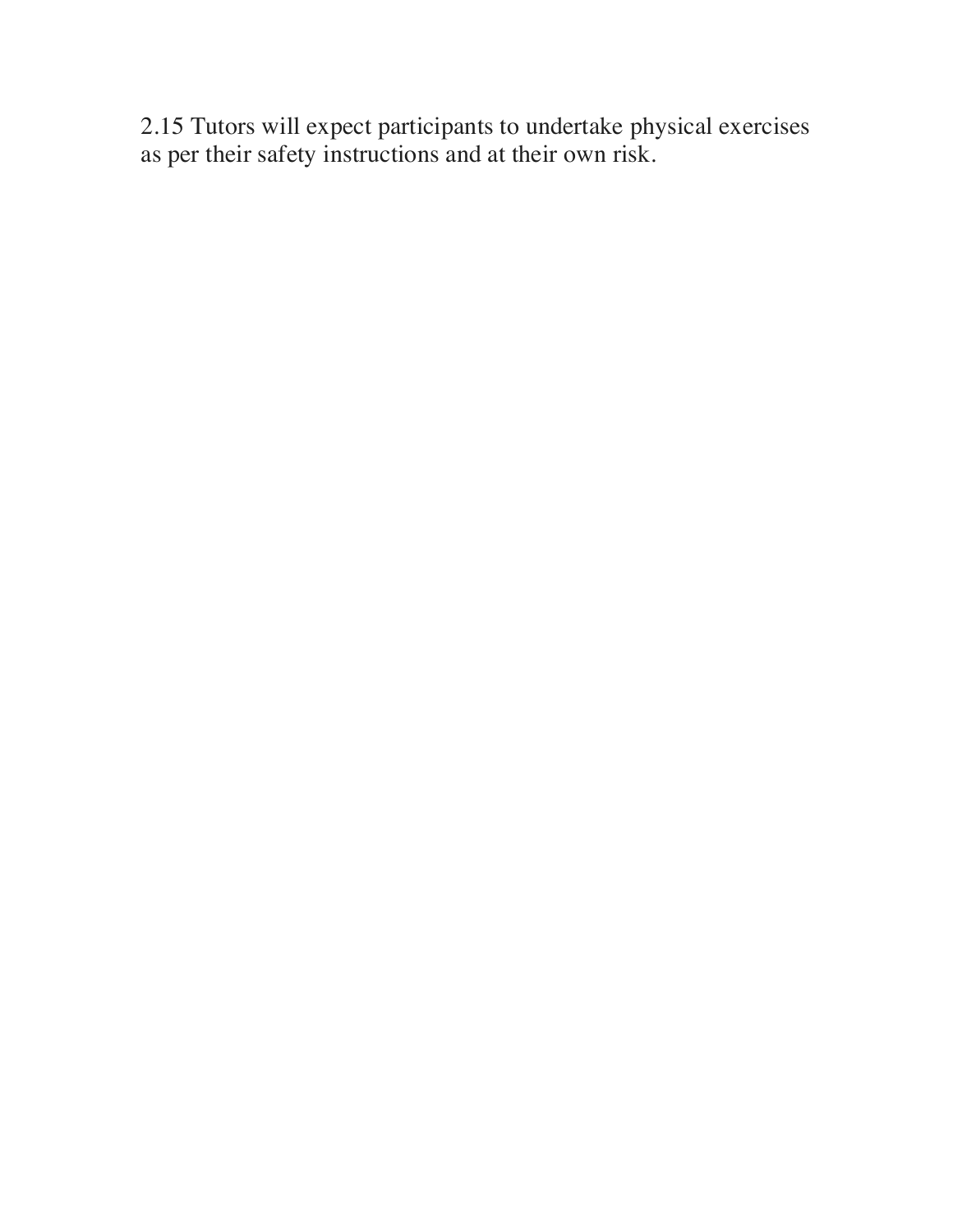2.15 Tutors will expect participants to undertake physical exercises as per their safety instructions and at their own risk.